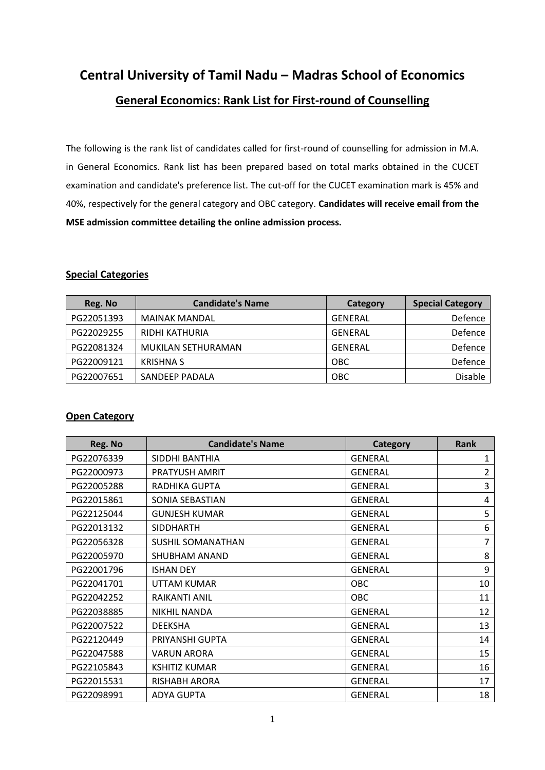# Central University of Tamil Nadu – Madras School of Economics

## General Economics: Rank List for First-round of Counselling

The following is the rank list of candidates called for first-round of counselling for admission in M.A. in General Economics. Rank list has been prepared based on total marks obtained in the CUCET examination and candidate's preference list. The cut-off for the CUCET examination mark is 45% and 40%, respectively for the general category and OBC category. **Candidates will receive email from the MSE admission committee detailing the online admission process.**

### Special Categories

| Reg. No | Candidate's Name | Category | Special Category |
|---|---|---|---|
| PG22051393 | MAINAK MANDAL | GENERAL | Defence |
| PG22029255 | RIDHI KATHURIA | GENERAL | Defence |
| PG22081324 | MUKILAN SETHURAMAN | GENERAL | Defence |
| PG22009121 | KRISHNA S | OBC | Defence |
| PG22007651 | SANDEEP PADALA | OBC | Disable |

### Open Category

| Reg. No | Candidate's Name | Category | Rank |
|---|---|---|---|
| PG22076339 | SIDDHI BANTHIA | GENERAL | 1 |
| PG22000973 | PRATYUSH AMRIT | GENERAL | 2 |
| PG22005288 | RADHIKA GUPTA | GENERAL | 3 |
| PG22015861 | SONIA SEBASTIAN | GENERAL | 4 |
| PG22125044 | GUNJESH KUMAR | GENERAL | 5 |
| PG22013132 | SIDDHARTH | GENERAL | 6 |
| PG22056328 | SUSHIL SOMANATHAN | GENERAL | 7 |
| PG22005970 | SHUBHAM ANAND | GENERAL | 8 |
| PG22001796 | ISHAN DEY | GENERAL | 9 |
| PG22041701 | UTTAM KUMAR | OBC | 10 |
| PG22042252 | RAIKANTI ANIL | OBC | 11 |
| PG22038885 | NIKHIL NANDA | GENERAL | 12 |
| PG22007522 | DEEKSHA | GENERAL | 13 |
| PG22120449 | PRIYANSHI GUPTA | GENERAL | 14 |
| PG22047588 | VARUN ARORA | GENERAL | 15 |
| PG22105843 | KSHITIZ KUMAR | GENERAL | 16 |
| PG22015531 | RISHABH ARORA | GENERAL | 17 |
| PG22098991 | ADYA GUPTA | GENERAL | 18 |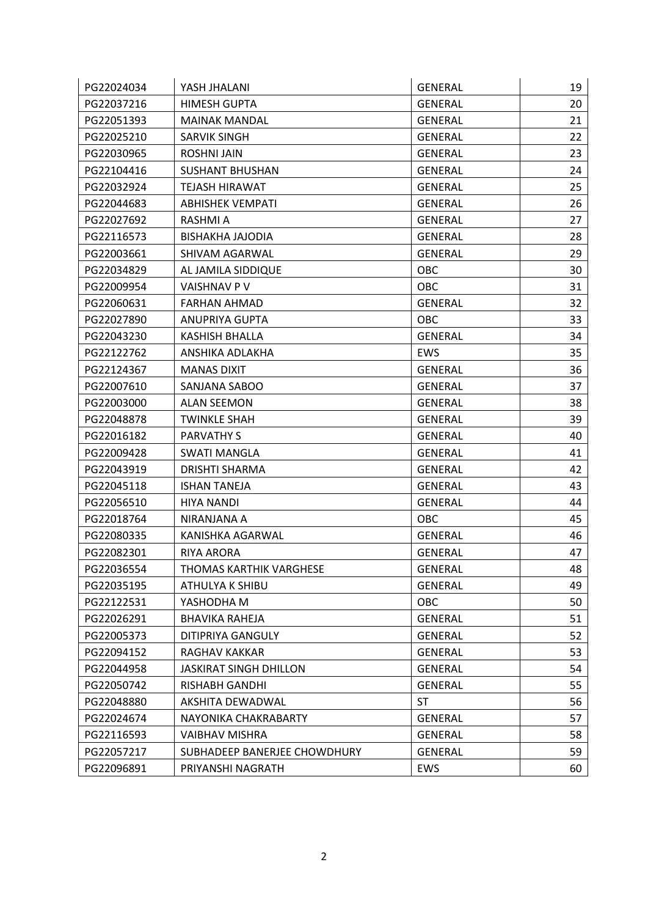| | | | |
|---|---|---|---|
| PG22024034 | YASH JHALANI | GENERAL | 19 |
| PG22037216 | HIMESH GUPTA | GENERAL | 20 |
| PG22051393 | MAINAK MANDAL | GENERAL | 21 |
| PG22025210 | SARVIK SINGH | GENERAL | 22 |
| PG22030965 | ROSHNI JAIN | GENERAL | 23 |
| PG22104416 | SUSHANT BHUSHAN | GENERAL | 24 |
| PG22032924 | TEJASH HIRAWAT | GENERAL | 25 |
| PG22044683 | ABHISHEK VEMPATI | GENERAL | 26 |
| PG22027692 | RASHMI A | GENERAL | 27 |
| PG22116573 | BISHAKHA JAJODIA | GENERAL | 28 |
| PG22003661 | SHIVAM AGARWAL | GENERAL | 29 |
| PG22034829 | AL JAMILA SIDDIQUE | OBC | 30 |
| PG22009954 | VAISHNAV P V | OBC | 31 |
| PG22060631 | FARHAN AHMAD | GENERAL | 32 |
| PG22027890 | ANUPRIYA GUPTA | OBC | 33 |
| PG22043230 | KASHISH BHALLA | GENERAL | 34 |
| PG22122762 | ANSHIKA ADLAKHA | EWS | 35 |
| PG22124367 | MANAS DIXIT | GENERAL | 36 |
| PG22007610 | SANJANA SABOO | GENERAL | 37 |
| PG22003000 | ALAN SEEMON | GENERAL | 38 |
| PG22048878 | TWINKLE SHAH | GENERAL | 39 |
| PG22016182 | PARVATHY S | GENERAL | 40 |
| PG22009428 | SWATI MANGLA | GENERAL | 41 |
| PG22043919 | DRISHTI SHARMA | GENERAL | 42 |
| PG22045118 | ISHAN TANEJA | GENERAL | 43 |
| PG22056510 | HIYA NANDI | GENERAL | 44 |
| PG22018764 | NIRANJANA A | OBC | 45 |
| PG22080335 | KANISHKA AGARWAL | GENERAL | 46 |
| PG22082301 | RIYA ARORA | GENERAL | 47 |
| PG22036554 | THOMAS KARTHIK VARGHESE | GENERAL | 48 |
| PG22035195 | ATHULYA K SHIBU | GENERAL | 49 |
| PG22122531 | YASHODHA M | OBC | 50 |
| PG22026291 | BHAVIKA RAHEJA | GENERAL | 51 |
| PG22005373 | DITIPRIYA GANGULY | GENERAL | 52 |
| PG22094152 | RAGHAV KAKKAR | GENERAL | 53 |
| PG22044958 | JASKIRAT SINGH DHILLON | GENERAL | 54 |
| PG22050742 | RISHABH GANDHI | GENERAL | 55 |
| PG22048880 | AKSHITA DEWADWAL | ST | 56 |
| PG22024674 | NAYONIKA CHAKRABARTY | GENERAL | 57 |
| PG22116593 | VAIBHAV MISHRA | GENERAL | 58 |
| PG22057217 | SUBHADEEP BANERJEE CHOWDHURY | GENERAL | 59 |
| PG22096891 | PRIYANSHI NAGRATH | EWS | 60 |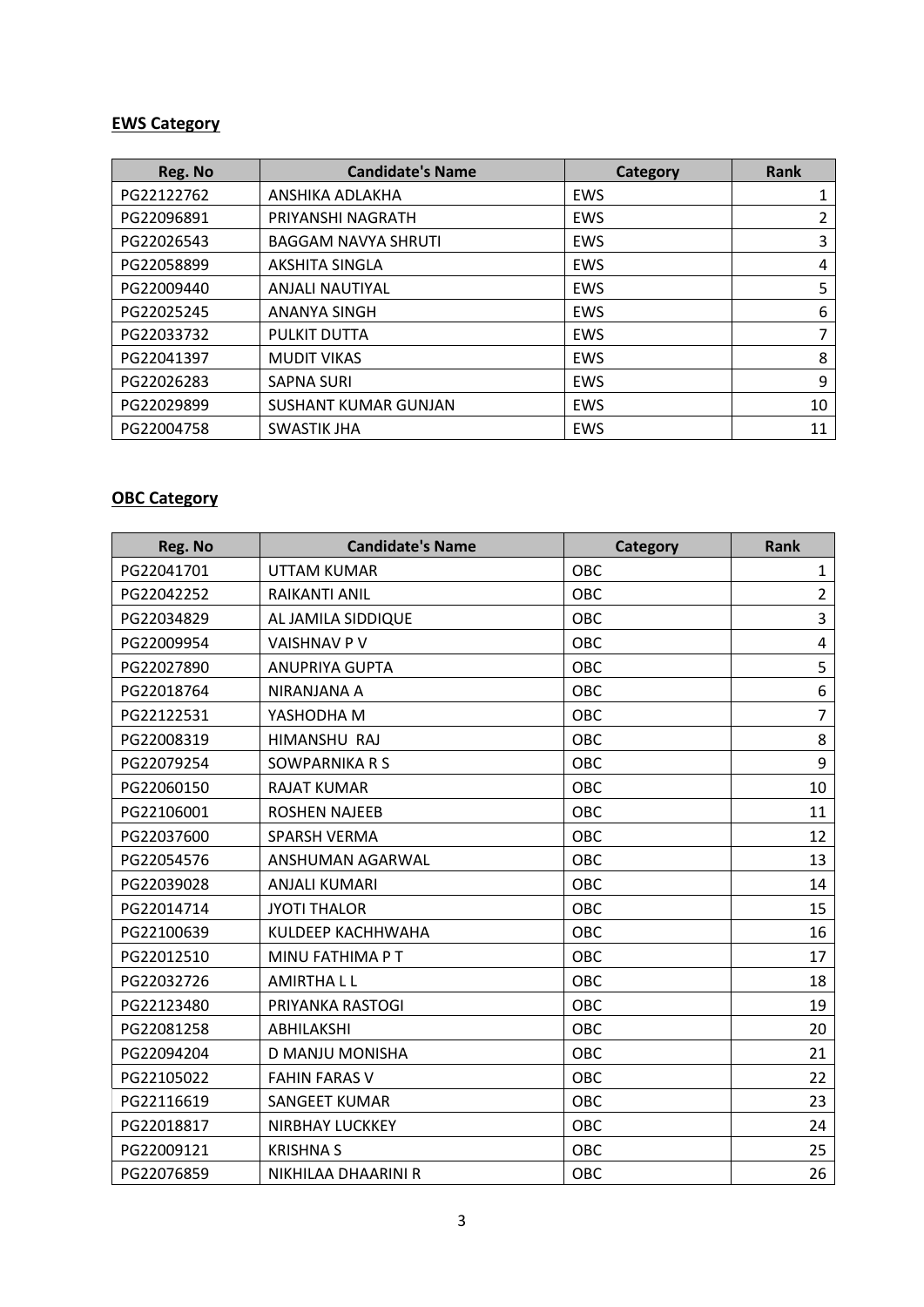**EWS Category**

| Reg. No | Candidate's Name | Category | Rank |
|---|---|---|---|
| PG22122762 | ANSHIKA ADLAKHA | EWS | 1 |
| PG22096891 | PRIYANSHI NAGRATH | EWS | 2 |
| PG22026543 | BAGGAM NAVYA SHRUTI | EWS | 3 |
| PG22058899 | AKSHITA SINGLA | EWS | 4 |
| PG22009440 | ANJALI NAUTIYAL | EWS | 5 |
| PG22025245 | ANANYA SINGH | EWS | 6 |
| PG22033732 | PULKIT DUTTA | EWS | 7 |
| PG22041397 | MUDIT VIKAS | EWS | 8 |
| PG22026283 | SAPNA SURI | EWS | 9 |
| PG22029899 | SUSHANT KUMAR GUNJAN | EWS | 10 |
| PG22004758 | SWASTIK JHA | EWS | 11 |

**OBC Category**

| Reg. No | Candidate's Name | Category | Rank |
|---|---|---|---|
| PG22041701 | UTTAM KUMAR | OBC | 1 |
| PG22042252 | RAIKANTI ANIL | OBC | 2 |
| PG22034829 | AL JAMILA SIDDIQUE | OBC | 3 |
| PG22009954 | VAISHNAV P V | OBC | 4 |
| PG22027890 | ANUPRIYA GUPTA | OBC | 5 |
| PG22018764 | NIRANJANA A | OBC | 6 |
| PG22122531 | YASHODHA M | OBC | 7 |
| PG22008319 | HIMANSHU RAJ | OBC | 8 |
| PG22079254 | SOWPARNIKA R S | OBC | 9 |
| PG22060150 | RAJAT KUMAR | OBC | 10 |
| PG22106001 | ROSHEN NAJEEB | OBC | 11 |
| PG22037600 | SPARSH VERMA | OBC | 12 |
| PG22054576 | ANSHUMAN AGARWAL | OBC | 13 |
| PG22039028 | ANJALI KUMARI | OBC | 14 |
| PG22014714 | JYOTI THALOR | OBC | 15 |
| PG22100639 | KULDEEP KACHHWAHA | OBC | 16 |
| PG22012510 | MINU FATHIMA P T | OBC | 17 |
| PG22032726 | AMIRTHA L L | OBC | 18 |
| PG22123480 | PRIYANKA RASTOGI | OBC | 19 |
| PG22081258 | ABHILAKSHI | OBC | 20 |
| PG22094204 | D MANJU MONISHA | OBC | 21 |
| PG22105022 | FAHIN FARAS V | OBC | 22 |
| PG22116619 | SANGEET KUMAR | OBC | 23 |
| PG22018817 | NIRBHAY LUCKKEY | OBC | 24 |
| PG22009121 | KRISHNA S | OBC | 25 |
| PG22076859 | NIKHILAA DHAARINI R | OBC | 26 |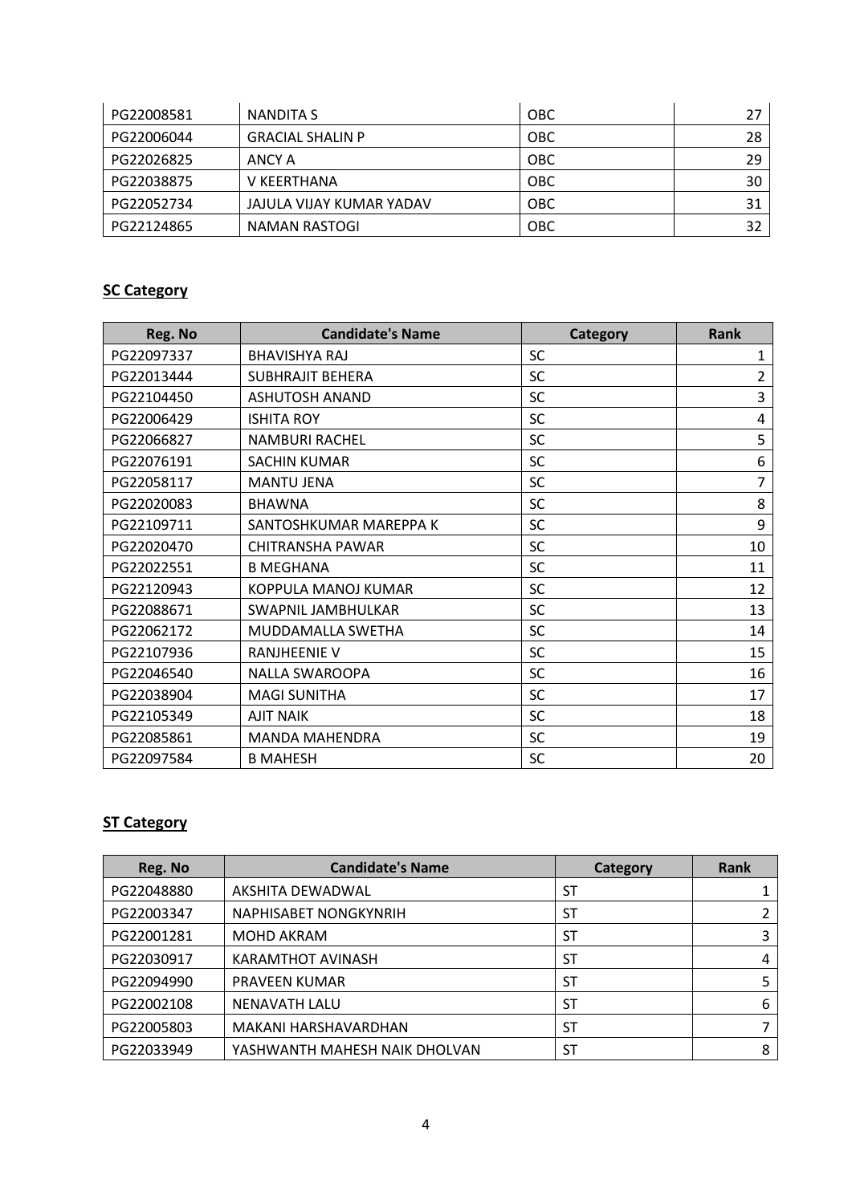| | | | |
|---|---|---|---|
| PG22008581 | NANDITA S | OBC | 27 |
| PG22006044 | GRACIAL SHALIN P | OBC | 28 |
| PG22026825 | ANCY A | OBC | 29 |
| PG22038875 | V KEERTHANA | OBC | 30 |
| PG22052734 | JAJULA VIJAY KUMAR YADAV | OBC | 31 |
| PG22124865 | NAMAN RASTOGI | OBC | 32 |

**SC Category**

| Reg. No | Candidate's Name | Category | Rank |
|---|---|---|---|
| PG22097337 | BHAVISHYA RAJ | SC | 1 |
| PG22013444 | SUBHRAJIT BEHERA | SC | 2 |
| PG22104450 | ASHUTOSH ANAND | SC | 3 |
| PG22006429 | ISHITA ROY | SC | 4 |
| PG22066827 | NAMBURI RACHEL | SC | 5 |
| PG22076191 | SACHIN KUMAR | SC | 6 |
| PG22058117 | MANTU JENA | SC | 7 |
| PG22020083 | BHAWNA | SC | 8 |
| PG22109711 | SANTOSHKUMAR MAREPPA K | SC | 9 |
| PG22020470 | CHITRANSHA PAWAR | SC | 10 |
| PG22022551 | B MEGHANA | SC | 11 |
| PG22120943 | KOPPULA MANOJ KUMAR | SC | 12 |
| PG22088671 | SWAPNIL JAMBHULKAR | SC | 13 |
| PG22062172 | MUDDAMALLA SWETHA | SC | 14 |
| PG22107936 | RANJHEENIE V | SC | 15 |
| PG22046540 | NALLA SWAROOPA | SC | 16 |
| PG22038904 | MAGI SUNITHA | SC | 17 |
| PG22105349 | AJIT NAIK | SC | 18 |
| PG22085861 | MANDA MAHENDRA | SC | 19 |
| PG22097584 | B MAHESH | SC | 20 |

**ST Category**

| Reg. No | Candidate's Name | Category | Rank |
|---|---|---|---|
| PG22048880 | AKSHITA DEWADWAL | ST | 1 |
| PG22003347 | NAPHISABET NONGKYNRIH | ST | 2 |
| PG22001281 | MOHD AKRAM | ST | 3 |
| PG22030917 | KARAMTHOT AVINASH | ST | 4 |
| PG22094990 | PRAVEEN KUMAR | ST | 5 |
| PG22002108 | NENAVATH LALU | ST | 6 |
| PG22005803 | MAKANI HARSHAVARDHAN | ST | 7 |
| PG22033949 | YASHWANTH MAHESH NAIK DHOLVAN | ST | 8 |